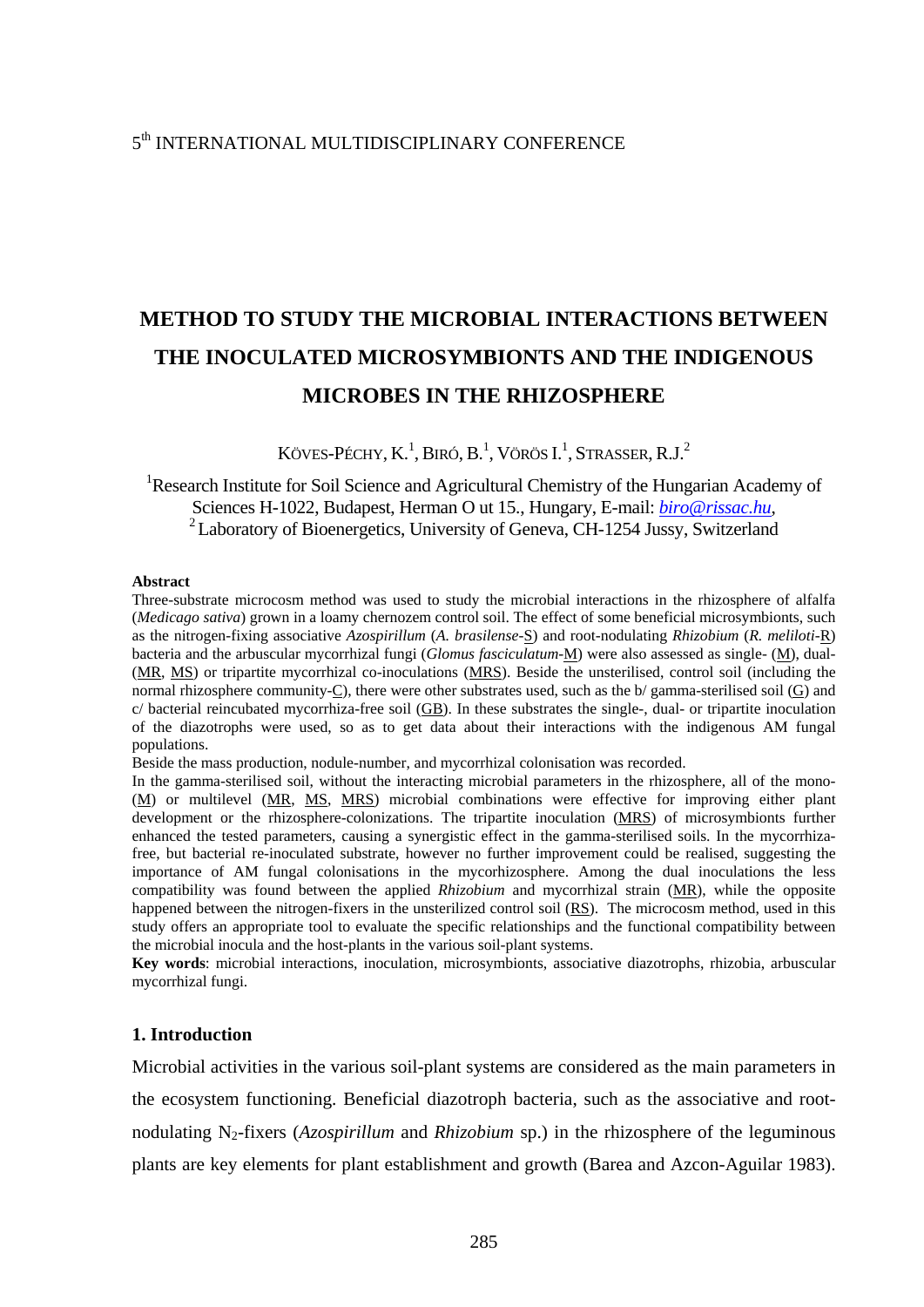# METHOD TO STUDY THE MICROBIAL INTERACTIONS BETWEEN THE INOCULATED MICROSYMBIONTS AND THE INDIGENOUS MICROBES IN THE RHIZOSPHERE

KÖVES-PÉCHY, K.[1], BIRÓ, B.[1], VÖRÖS I.[1], STRASSER, R.J.[2]

[1]Research Institute for Soil Science and Agricultural Chemistry of the Hungarian Academy of Sciences H-1022, Budapest, Herman O ut 15., Hungary, E-mail: *biro@rissac.hu*,
[2]Laboratory of Bioenergetics, University of Geneva, CH-1254 Jussy, Switzerland

**Abstract**

Three-substrate microcosm method was used to study the microbial interactions in the rhizosphere of alfalfa (*Medicago sativa*) grown in a loamy chernozem control soil. The effect of some beneficial microsymbionts, such as the nitrogen-fixing associative *Azospirillum* (*A. brasilense*-S) and root-nodulating *Rhizobium* (*R. meliloti*-R) bacteria and the arbuscular mycorrhizal fungi (*Glomus fasciculatum*-M) were also assessed as single- (M), dual- (MR, MS) or tripartite mycorrhizal co-inoculations (MRS). Beside the unsterilised, control soil (including the normal rhizosphere community-C), there were other substrates used, such as the b/ gamma-sterilised soil (G) and c/ bacterial reincubated mycorrhiza-free soil (GB). In these substrates the single-, dual- or tripartite inoculation of the diazotrophs were used, so as to get data about their interactions with the indigenous AM fungal populations.

Beside the mass production, nodule-number, and mycorrhizal colonisation was recorded.

In the gamma-sterilised soil, without the interacting microbial parameters in the rhizosphere, all of the mono- (M) or multilevel (MR, MS, MRS) microbial combinations were effective for improving either plant development or the rhizosphere-colonizations. The tripartite inoculation (MRS) of microsymbionts further enhanced the tested parameters, causing a synergistic effect in the gamma-sterilised soils. In the mycorrhiza-free, but bacterial re-inoculated substrate, however no further improvement could be realised, suggesting the importance of AM fungal colonisations in the mycorhizosphere. Among the dual inoculations the less compatibility was found between the applied *Rhizobium* and mycorrhizal strain (MR), while the opposite happened between the nitrogen-fixers in the unsterilized control soil (RS). The microcosm method, used in this study offers an appropriate tool to evaluate the specific relationships and the functional compatibility between the microbial inocula and the host-plants in the various soil-plant systems.

**Key words**: microbial interactions, inoculation, microsymbionts, associative diazotrophs, rhizobia, arbuscular mycorrhizal fungi.

## 1. Introduction

Microbial activities in the various soil-plant systems are considered as the main parameters in the ecosystem functioning. Beneficial diazotroph bacteria, such as the associative and root-nodulating $N_2$-fixers (*Azospirillum* and *Rhizobium* sp.) in the rhizosphere of the leguminous plants are key elements for plant establishment and growth (Barea and Azcon-Aguilar 1983).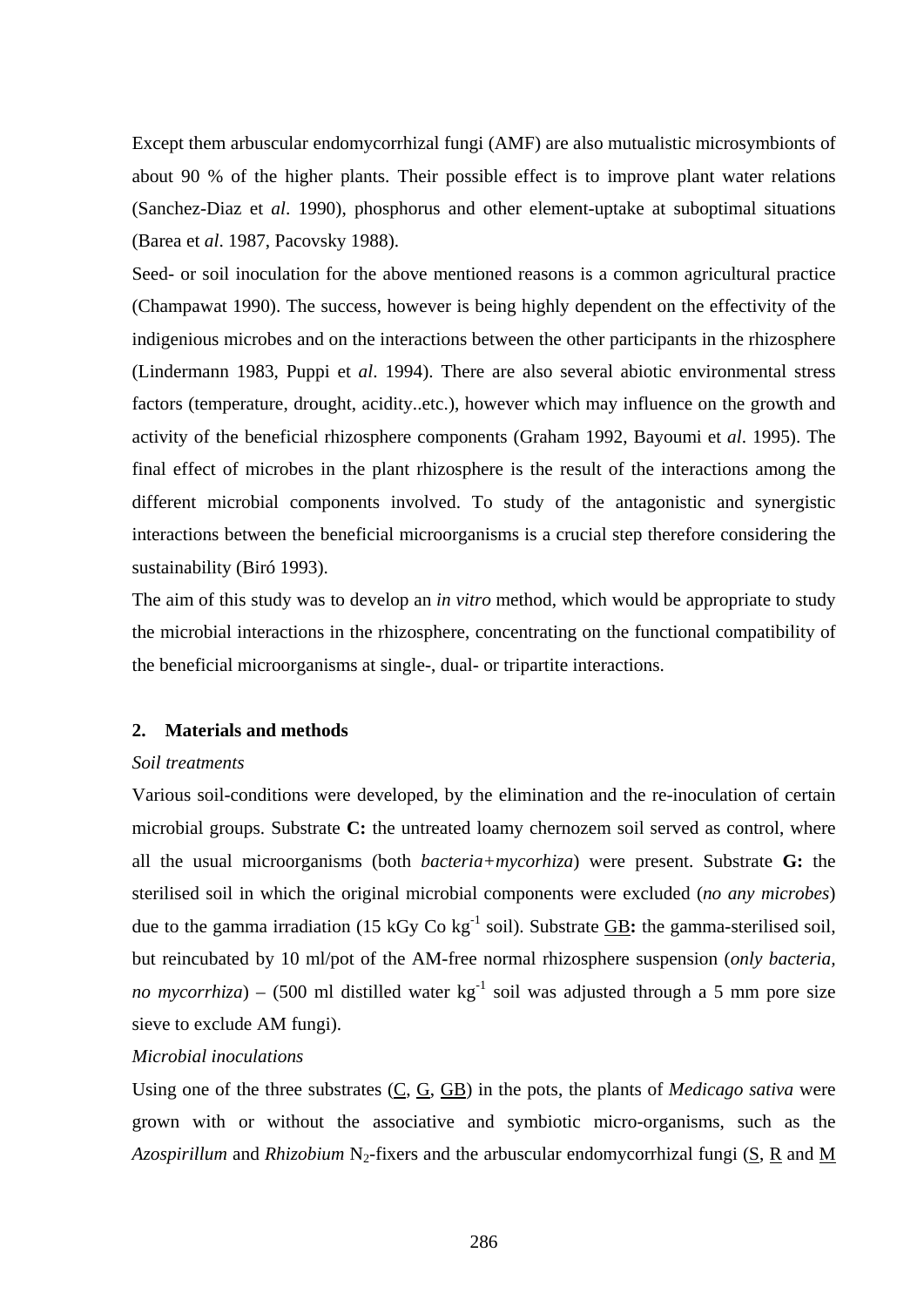Except them arbuscular endomycorrhizal fungi (AMF) are also mutualistic microsymbionts of about 90 % of the higher plants. Their possible effect is to improve plant water relations (Sanchez-Diaz et *al*. 1990), phosphorus and other element-uptake at suboptimal situations (Barea et *al*. 1987, Pacovsky 1988).

Seed- or soil inoculation for the above mentioned reasons is a common agricultural practice (Champawat 1990). The success, however is being highly dependent on the effectivity of the indigenious microbes and on the interactions between the other participants in the rhizosphere (Lindermann 1983, Puppi et *al*. 1994). There are also several abiotic environmental stress factors (temperature, drought, acidity..etc.), however which may influence on the growth and activity of the beneficial rhizosphere components (Graham 1992, Bayoumi et *al*. 1995). The final effect of microbes in the plant rhizosphere is the result of the interactions among the different microbial components involved. To study of the antagonistic and synergistic interactions between the beneficial microorganisms is a crucial step therefore considering the sustainability (Biró 1993).

The aim of this study was to develop an *in vitro* method, which would be appropriate to study the microbial interactions in the rhizosphere, concentrating on the functional compatibility of the beneficial microorganisms at single-, dual- or tripartite interactions.

## 2. Materials and methods

*Soil treatments*

Various soil-conditions were developed, by the elimination and the re-inoculation of certain microbial groups. Substrate **C:** the untreated loamy chernozem soil served as control, where all the usual microorganisms (both *bacteria+mycorhiza*) were present. Substrate **G:** the sterilised soil in which the original microbial components were excluded (*no any microbes*) due to the gamma irradiation (15 kGy Co $kg^{-1}$ soil). Substrate GB**:** the gamma-sterilised soil, but reincubated by 10 ml/pot of the AM-free normal rhizosphere suspension (*only bacteria, no mycorrhiza*) – (500 ml distilled water $kg^{-1}$ soil was adjusted through a 5 mm pore size sieve to exclude AM fungi).

*Microbial inoculations*

Using one of the three substrates (C, G, GB) in the pots, the plants of *Medicago sativa* were grown with or without the associative and symbiotic micro-organisms, such as the *Azospirillum* and *Rhizobium* $N_2$-fixers and the arbuscular endomycorrhizal fungi (S, R and M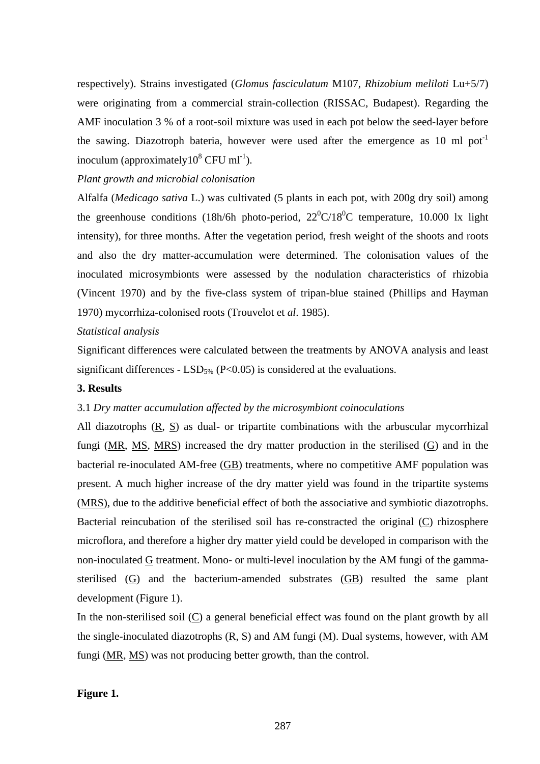respectively). Strains investigated (*Glomus fasciculatum* M107, *Rhizobium meliloti* Lu+5/7) were originating from a commercial strain-collection (RISSAC, Budapest). Regarding the AMF inoculation 3 % of a root-soil mixture was used in each pot below the seed-layer before the sawing. Diazotroph bateria, however were used after the emergence as 10 ml pot$^{-1}$ inoculum (approximately$10^8$ CFU ml$^{-1}$).

*Plant growth and microbial colonisation*

Alfalfa (*Medicago sativa* L.) was cultivated (5 plants in each pot, with 200g dry soil) among the greenhouse conditions (18h/6h photo-period, $22^0$C/$18^0$C temperature, 10.000 lx light intensity), for three months. After the vegetation period, fresh weight of the shoots and roots and also the dry matter-accumulation were determined. The colonisation values of the inoculated microsymbionts were assessed by the nodulation characteristics of rhizobia (Vincent 1970) and by the five-class system of tripan-blue stained (Phillips and Hayman 1970) mycorrhiza-colonised roots (Trouvelot et *al*. 1985).

*Statistical analysis*

Significant differences were calculated between the treatments by ANOVA analysis and least significant differences - $LSD_{5\%}$ ($P<0.05$) is considered at the evaluations.

**3. Results**

3.1 *Dry matter accumulation affected by the microsymbiont coinoculations*

All diazotrophs (R, S) as dual- or tripartite combinations with the arbuscular mycorrhizal fungi (MR, MS, MRS) increased the dry matter production in the sterilised (G) and in the bacterial re-inoculated AM-free (GB) treatments, where no competitive AMF population was present. A much higher increase of the dry matter yield was found in the tripartite systems (MRS), due to the additive beneficial effect of both the associative and symbiotic diazotrophs. Bacterial reincubation of the sterilised soil has re-constracted the original (C) rhizosphere microflora, and therefore a higher dry matter yield could be developed in comparison with the non-inoculated G treatment. Mono- or multi-level inoculation by the AM fungi of the gamma-sterilised (G) and the bacterium-amended substrates (GB) resulted the same plant development (Figure 1).

In the non-sterilised soil (C) a general beneficial effect was found on the plant growth by all the single-inoculated diazotrophs (R, S) and AM fungi (M). Dual systems, however, with AM fungi (MR, MS) was not producing better growth, than the control.

**Figure 1.**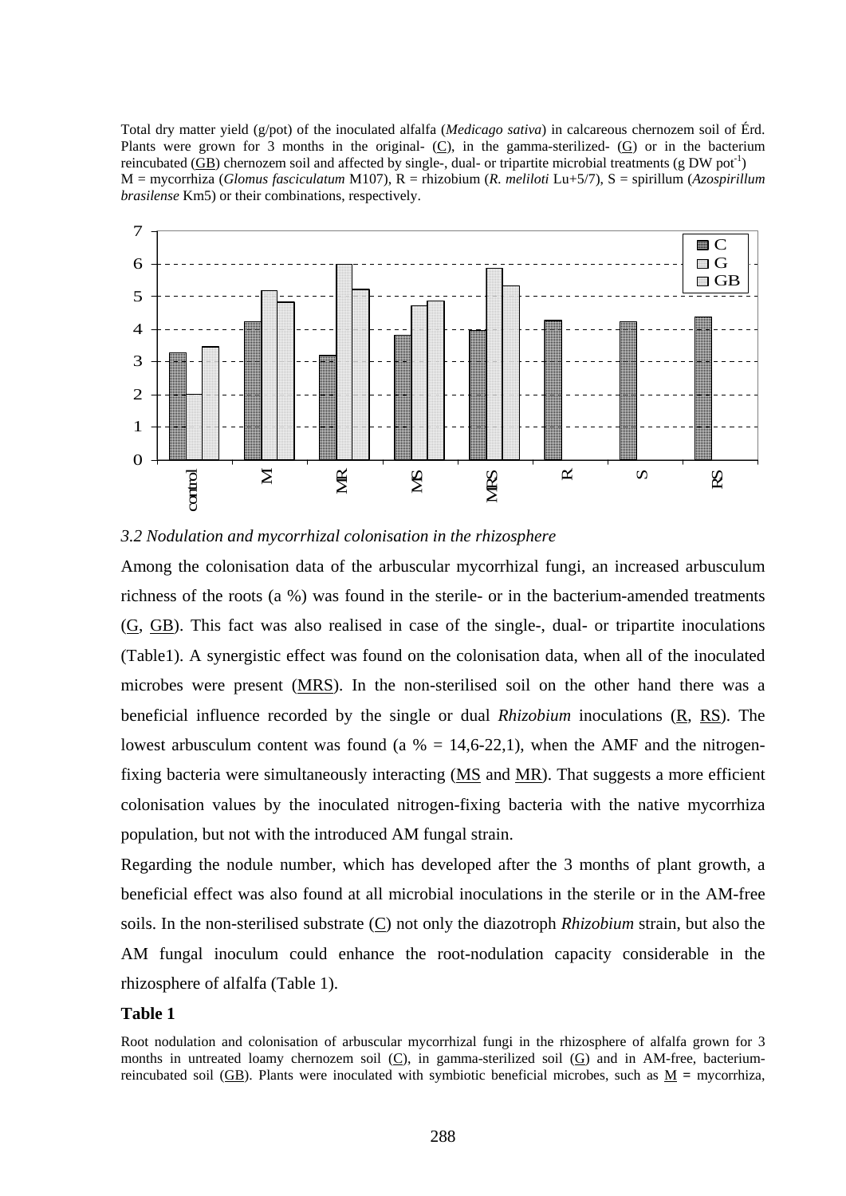Total dry matter yield (g/pot) of the inoculated alfalfa (*Medicago sativa*) in calcareous chernozem soil of Érd. Plants were grown for 3 months in the original- (C), in the gamma-sterilized- (G) or in the bacterium reincubated (GB) chernozem soil and affected by single-, dual- or tripartite microbial treatments (g DW pot$^{-1}$)
M = mycorrhiza (*Glomus fasciculatum* M107), R = rhizobium (*R. meliloti* Lu+5/7), S = spirillum (*Azospirillum brasilense* Km5) or their combinations, respectively.

*3.2 Nodulation and mycorrhizal colonisation in the rhizosphere*

Among the colonisation data of the arbuscular mycorrhizal fungi, an increased arbusculum richness of the roots (a %) was found in the sterile- or in the bacterium-amended treatments (G, GB). This fact was also realised in case of the single-, dual- or tripartite inoculations (Table1). A synergistic effect was found on the colonisation data, when all of the inoculated microbes were present (MRS). In the non-sterilised soil on the other hand there was a beneficial influence recorded by the single or dual *Rhizobium* inoculations (R, RS). The lowest arbusculum content was found (a % = 14,6-22,1), when the AMF and the nitrogen-fixing bacteria were simultaneously interacting (MS and MR). That suggests a more efficient colonisation values by the inoculated nitrogen-fixing bacteria with the native mycorrhiza population, but not with the introduced AM fungal strain.

Regarding the nodule number, which has developed after the 3 months of plant growth, a beneficial effect was also found at all microbial inoculations in the sterile or in the AM-free soils. In the non-sterilised substrate (C) not only the diazotroph *Rhizobium* strain, but also the AM fungal inoculum could enhance the root-nodulation capacity considerable in the rhizosphere of alfalfa (Table 1).

**Table 1**

Root nodulation and colonisation of arbuscular mycorrhizal fungi in the rhizosphere of alfalfa grown for 3 months in untreated loamy chernozem soil (C), in gamma-sterilized soil (G) and in AM-free, bacterium-reincubated soil (GB). Plants were inoculated with symbiotic beneficial microbes, such as M = mycorrhiza,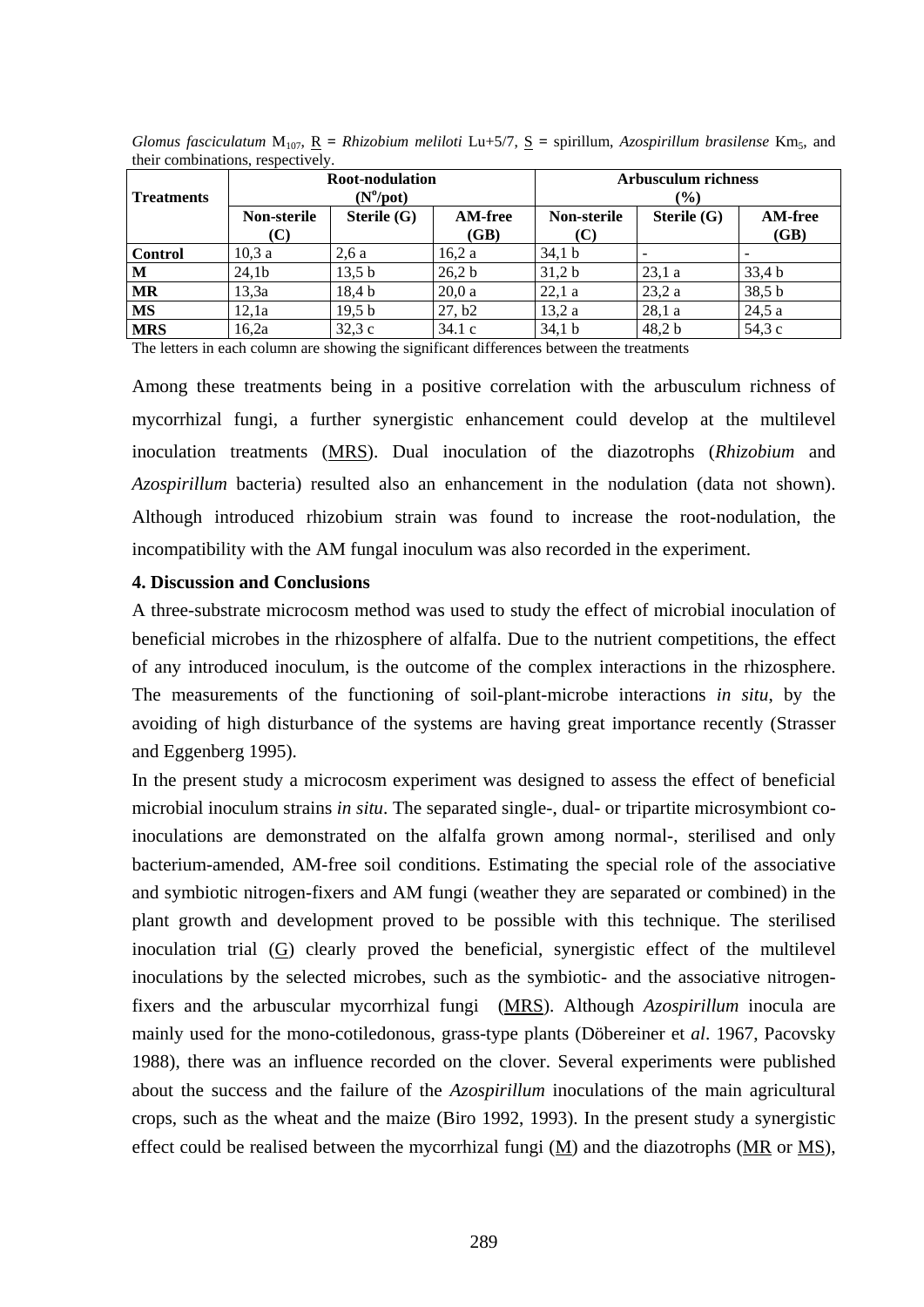*Glomus fasciculatum* $M_{107}$, R = *Rhizobium meliloti* Lu+5/7, S = spirillum, *Azospirillum brasilense* $Km_5$, and their combinations, respectively.

| Treatments | Root-nodulation ($N^o$/pot) | | | Arbusculum richness (%) | | |
|---|---|---|---|---|---|---|
| | Non-sterile (C) | Sterile (G) | AM-free (GB) | Non-sterile (C) | Sterile (G) | AM-free (GB) |
| **Control** | 10,3 a | 2,6 a | 16,2 a | 34,1 b | - | - |
| **M** | 24,1b | 13,5 b | 26,2 b | 31,2 b | 23,1 a | 33,4 b |
| **MR** | 13,3a | 18,4 b | 20,0 a | 22,1 a | 23,2 a | 38,5 b |
| **MS** | 12,1a | 19,5 b | 27, b2 | 13,2 a | 28,1 a | 24,5 a |
| **MRS** | 16,2a | 32,3 c | 34.1 c | 34,1 b | 48,2 b | 54,3 c |

The letters in each column are showing the significant differences between the treatments

Among these treatments being in a positive correlation with the arbusculum richness of mycorrhizal fungi, a further synergistic enhancement could develop at the multilevel inoculation treatments (MRS). Dual inoculation of the diazotrophs (*Rhizobium* and *Azospirillum* bacteria) resulted also an enhancement in the nodulation (data not shown). Although introduced rhizobium strain was found to increase the root-nodulation, the incompatibility with the AM fungal inoculum was also recorded in the experiment.

## 4. Discussion and Conclusions

A three-substrate microcosm method was used to study the effect of microbial inoculation of beneficial microbes in the rhizosphere of alfalfa. Due to the nutrient competitions, the effect of any introduced inoculum, is the outcome of the complex interactions in the rhizosphere. The measurements of the functioning of soil-plant-microbe interactions *in situ*, by the avoiding of high disturbance of the systems are having great importance recently (Strasser and Eggenberg 1995).

In the present study a microcosm experiment was designed to assess the effect of beneficial microbial inoculum strains *in situ*. The separated single-, dual- or tripartite microsymbiont co-inoculations are demonstrated on the alfalfa grown among normal-, sterilised and only bacterium-amended, AM-free soil conditions. Estimating the special role of the associative and symbiotic nitrogen-fixers and AM fungi (weather they are separated or combined) in the plant growth and development proved to be possible with this technique. The sterilised inoculation trial (G) clearly proved the beneficial, synergistic effect of the multilevel inoculations by the selected microbes, such as the symbiotic- and the associative nitrogen-fixers and the arbuscular mycorrhizal fungi (MRS). Although *Azospirillum* inocula are mainly used for the mono-cotiledonous, grass-type plants (Döbereiner et *al*. 1967, Pacovsky 1988), there was an influence recorded on the clover. Several experiments were published about the success and the failure of the *Azospirillum* inoculations of the main agricultural crops, such as the wheat and the maize (Biro 1992, 1993). In the present study a synergistic effect could be realised between the mycorrhizal fungi (M) and the diazotrophs (MR or MS),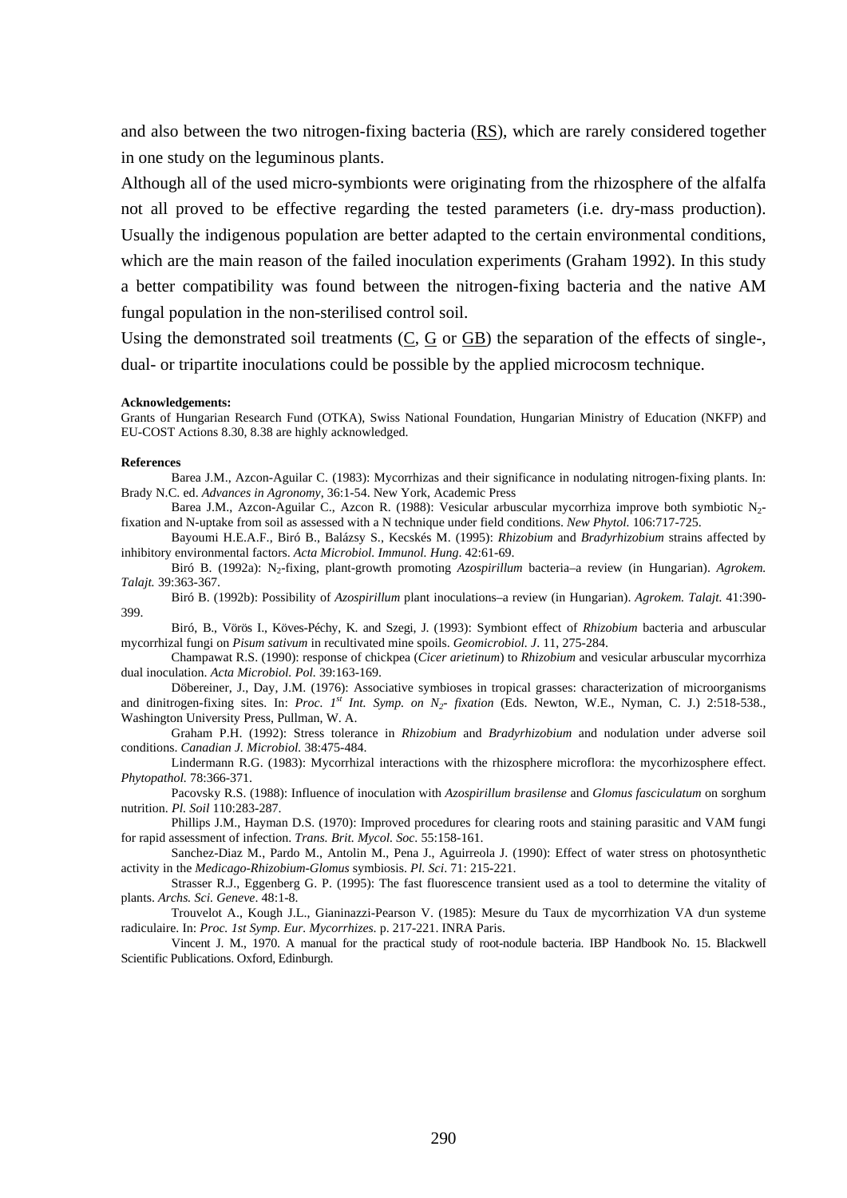and also between the two nitrogen-fixing bacteria (RS), which are rarely considered together in one study on the leguminous plants.

Although all of the used micro-symbionts were originating from the rhizosphere of the alfalfa not all proved to be effective regarding the tested parameters (i.e. dry-mass production). Usually the indigenous population are better adapted to the certain environmental conditions, which are the main reason of the failed inoculation experiments (Graham 1992). In this study a better compatibility was found between the nitrogen-fixing bacteria and the native AM fungal population in the non-sterilised control soil.

Using the demonstrated soil treatments (C, G or GB) the separation of the effects of single-, dual- or tripartite inoculations could be possible by the applied microcosm technique.

**Acknowledgements:**

Grants of Hungarian Research Fund (OTKA), Swiss National Foundation, Hungarian Ministry of Education (NKFP) and EU-COST Actions 8.30, 8.38 are highly acknowledged.

**References**

Barea J.M., Azcon-Aguilar C. (1983): Mycorrhizas and their significance in nodulating nitrogen-fixing plants. In: Brady N.C. ed. *Advances in Agronomy*, 36:1-54. New York, Academic Press

Barea J.M., Azcon-Aguilar C., Azcon R. (1988): Vesicular arbuscular mycorrhiza improve both symbiotic $N_2$-fixation and N-uptake from soil as assessed with a N technique under field conditions. *New Phytol.* 106:717-725.

Bayoumi H.E.A.F., Biró B., Balázsy S., Kecskés M. (1995): *Rhizobium* and *Bradyrhizobium* strains affected by inhibitory environmental factors. *Acta Microbiol. Immunol. Hung.* 42:61-69.

Biró B. (1992a): $N_2$-fixing, plant-growth promoting *Azospirillum* bacteria–a review (in Hungarian). *Agrokem. Talajt.* 39:363-367.

Biró B. (1992b): Possibility of *Azospirillum* plant inoculations–a review (in Hungarian). *Agrokem. Talajt.* 41:390-399.

Biró, B., Vörös I., Köves-Péchy, K. and Szegi, J. (1993): Symbiont effect of *Rhizobium* bacteria and arbuscular mycorrhizal fungi on *Pisum sativum* in recultivated mine spoils. *Geomicrobiol. J.* 11, 275-284.

Champawat R.S. (1990): response of chickpea (*Cicer arietinum*) to *Rhizobium* and vesicular arbuscular mycorrhiza dual inoculation. *Acta Microbiol. Pol.* 39:163-169.

Döbereiner, J., Day, J.M. (1976): Associative symbioses in tropical grasses: characterization of microorganisms and dinitrogen-fixing sites. In: *Proc. 1st Int. Symp. on $N_2$- fixation* (Eds. Newton, W.E., Nyman, C. J.) 2:518-538., Washington University Press, Pullman, W. A.

Graham P.H. (1992): Stress tolerance in *Rhizobium* and *Bradyrhizobium* and nodulation under adverse soil conditions. *Canadian J. Microbiol.* 38:475-484.

Lindermann R.G. (1983): Mycorrhizal interactions with the rhizosphere microflora: the mycorhizosphere effect. *Phytopathol.* 78:366-371.

Pacovsky R.S. (1988): Influence of inoculation with *Azospirillum brasilense* and *Glomus fasciculatum* on sorghum nutrition. *Pl. Soil* 110:283-287.

Phillips J.M., Hayman D.S. (1970): Improved procedures for clearing roots and staining parasitic and VAM fungi for rapid assessment of infection. *Trans. Brit. Mycol. Soc.* 55:158-161.

Sanchez-Diaz M., Pardo M., Antolin M., Pena J., Aguirreola J. (1990): Effect of water stress on photosynthetic activity in the *Medicago-Rhizobium-Glomus* symbiosis. *Pl. Sci.* 71: 215-221.

Strasser R.J., Eggenberg G. P. (1995): The fast fluorescence transient used as a tool to determine the vitality of plants. *Archs. Sci. Geneve.* 48:1-8.

Trouvelot A., Kough J.L., Gianinazzi-Pearson V. (1985): Mesure du Taux de mycorrhization VA d'un systeme radiculaire. In: *Proc. 1st Symp. Eur. Mycorrhizes.* p. 217-221. INRA Paris.

Vincent J. M., 1970. A manual for the practical study of root-nodule bacteria. IBP Handbook No. 15. Blackwell Scientific Publications. Oxford, Edinburgh.